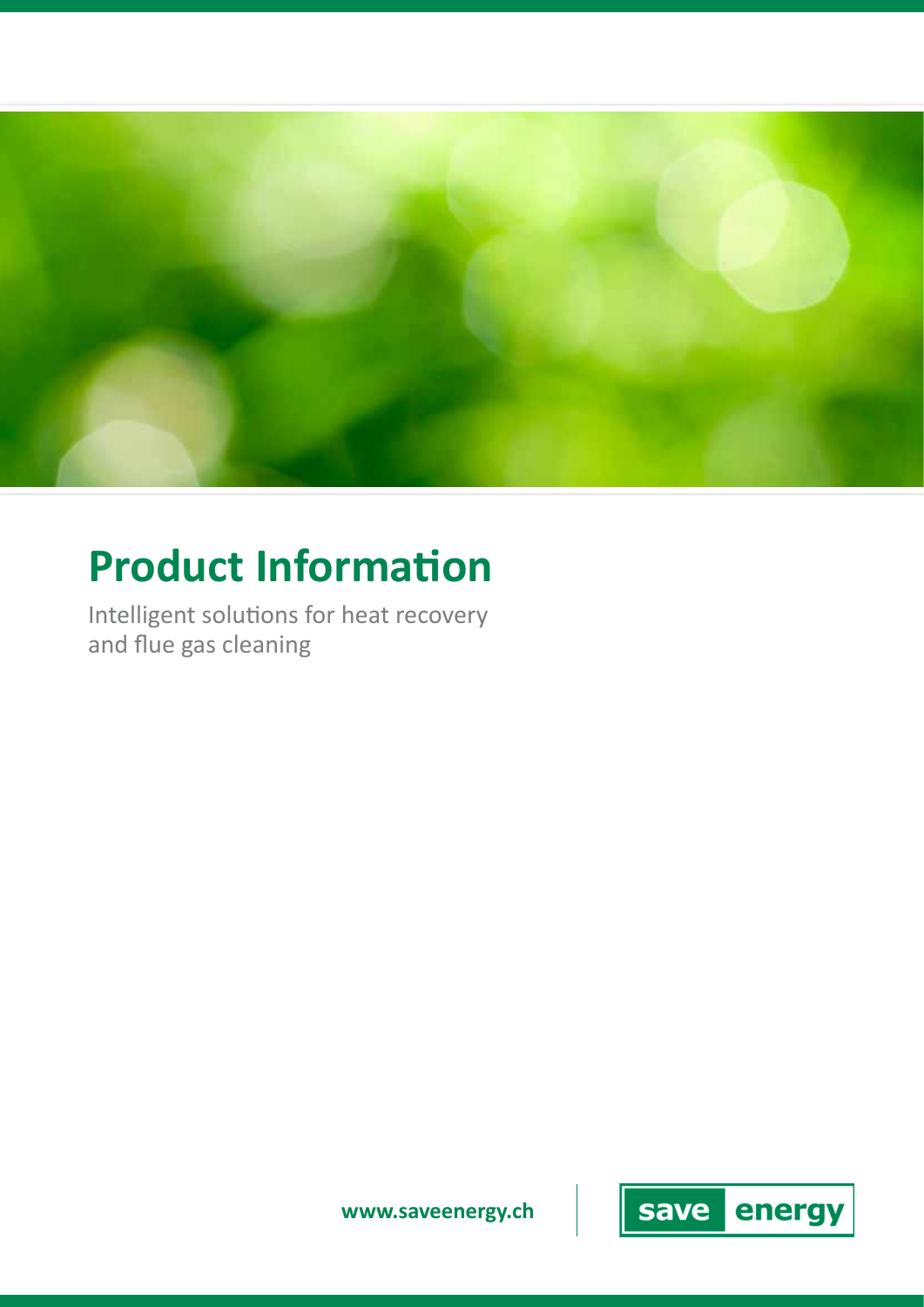# Product Information

Intelligent solutions for heat recovery and flue gas cleaning

www.saveenergy.ch

save energy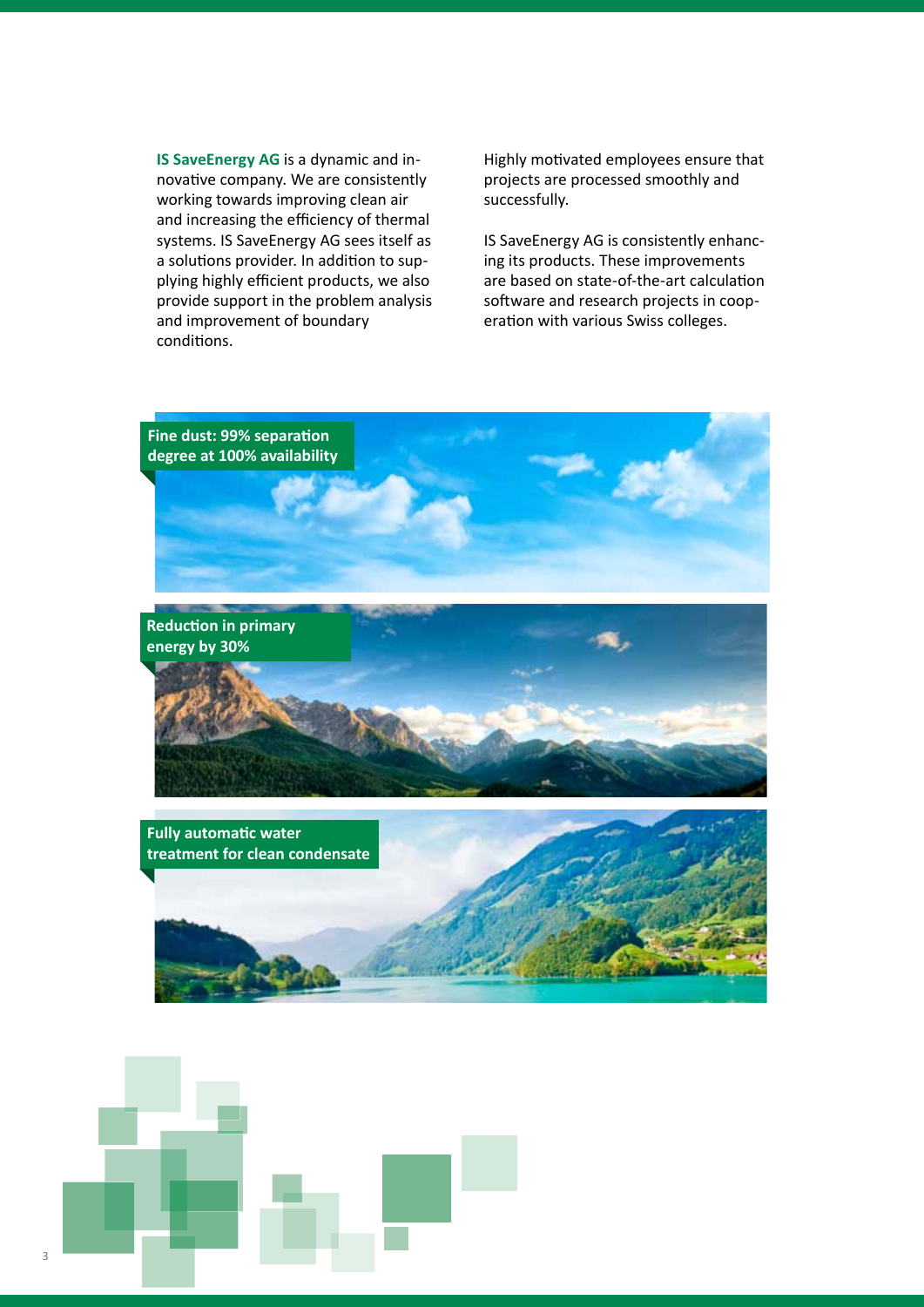**IS SaveEnergy AG** is a dynamic and innovative company. We are consistently working towards improving clean air and increasing the efficiency of thermal systems. IS SaveEnergy AG sees itself as a solutions provider. In addition to supplying highly efficient products, we also provide support in the problem analysis and improvement of boundary conditions.

Highly motivated employees ensure that projects are processed smoothly and successfully.

IS SaveEnergy AG is consistently enhancing its products. These improvements are based on state-of-the-art calculation software and research projects in cooperation with various Swiss colleges.

**Fine dust: 99% separation degree at 100% availability**

**Reduction in primary energy by 30%**

**Fully automatic water treatment for clean condensate**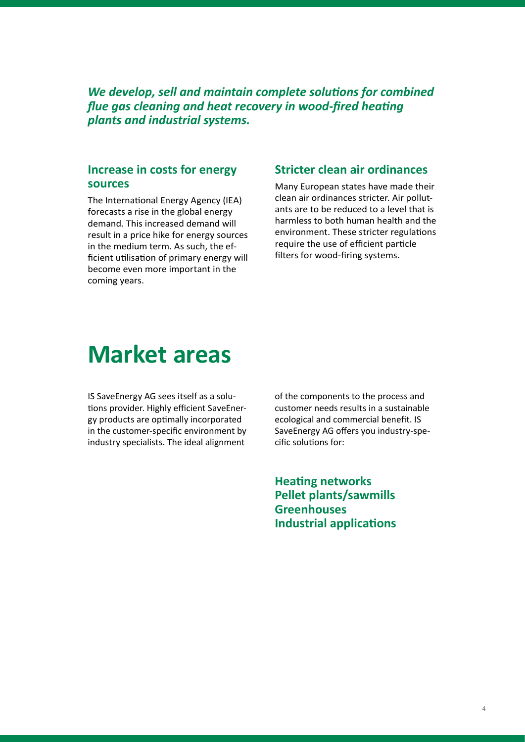***We develop, sell and maintain complete solutions for combined flue gas cleaning and heat recovery in wood-fired heating plants and industrial systems.***

### Increase in costs for energy sources

The International Energy Agency (IEA) forecasts a rise in the global energy demand. This increased demand will result in a price hike for energy sources in the medium term. As such, the efficient utilisation of primary energy will become even more important in the coming years.

### Stricter clean air ordinances

Many European states have made their clean air ordinances stricter. Air pollutants are to be reduced to a level that is harmless to both human health and the environment. These stricter regulations require the use of efficient particle filters for wood-firing systems.

# Market areas

IS SaveEnergy AG sees itself as a solutions provider. Highly efficient SaveEnergy products are optimally incorporated in the customer-specific environment by industry specialists. The ideal alignment of the components to the process and customer needs results in a sustainable ecological and commercial benefit. IS SaveEnergy AG offers you industry-specific solutions for:

**Heating networks**
**Pellet plants/sawmills**
**Greenhouses**
**Industrial applications**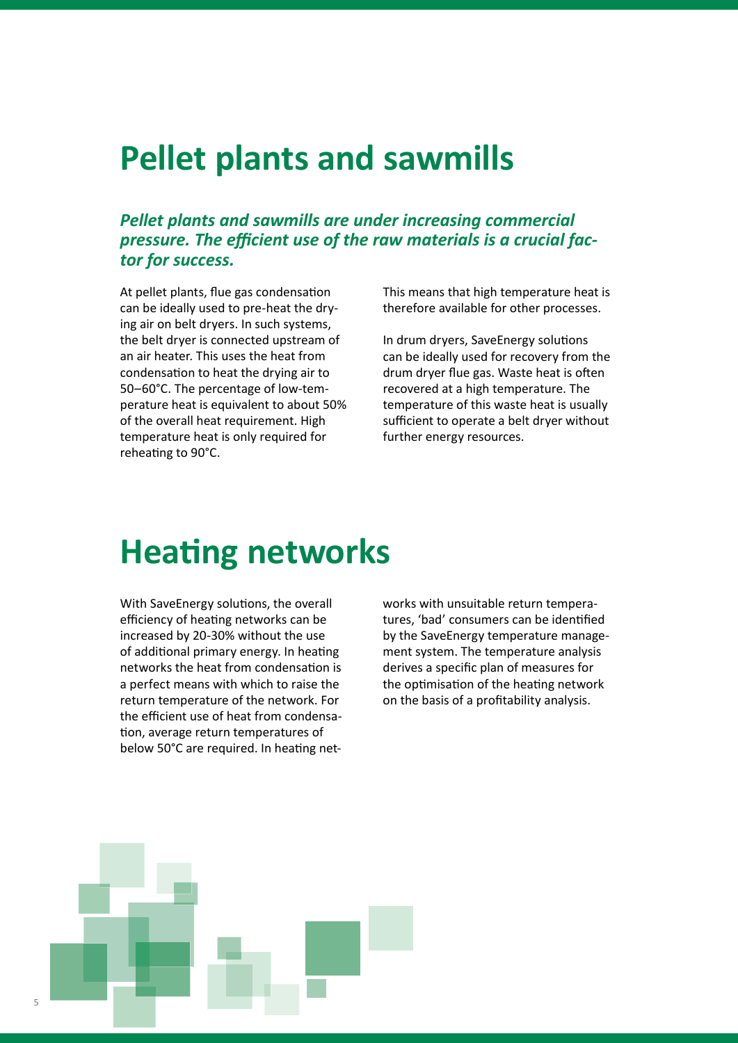# Pellet plants and sawmills

***Pellet plants and sawmills are under increasing commercial pressure. The efficient use of the raw materials is a crucial factor for success.***

At pellet plants, flue gas condensation can be ideally used to pre-heat the drying air on belt dryers. In such systems, the belt dryer is connected upstream of an air heater. This uses the heat from condensation to heat the drying air to 50–60°C. The percentage of low-temperature heat is equivalent to about 50% of the overall heat requirement. High temperature heat is only required for reheating to 90°C. This means that high temperature heat is therefore available for other processes.

In drum dryers, SaveEnergy solutions can be ideally used for recovery from the drum dryer flue gas. Waste heat is often recovered at a high temperature. The temperature of this waste heat is usually sufficient to operate a belt dryer without further energy resources.

# Heating networks

With SaveEnergy solutions, the overall efficiency of heating networks can be increased by 20-30% without the use of additional primary energy. In heating networks the heat from condensation is a perfect means with which to raise the return temperature of the network. For the efficient use of heat from condensation, average return temperatures of below 50°C are required. In heating networks with unsuitable return temperatures, 'bad' consumers can be identified by the SaveEnergy temperature management system. The temperature analysis derives a specific plan of measures for the optimisation of the heating network on the basis of a profitability analysis.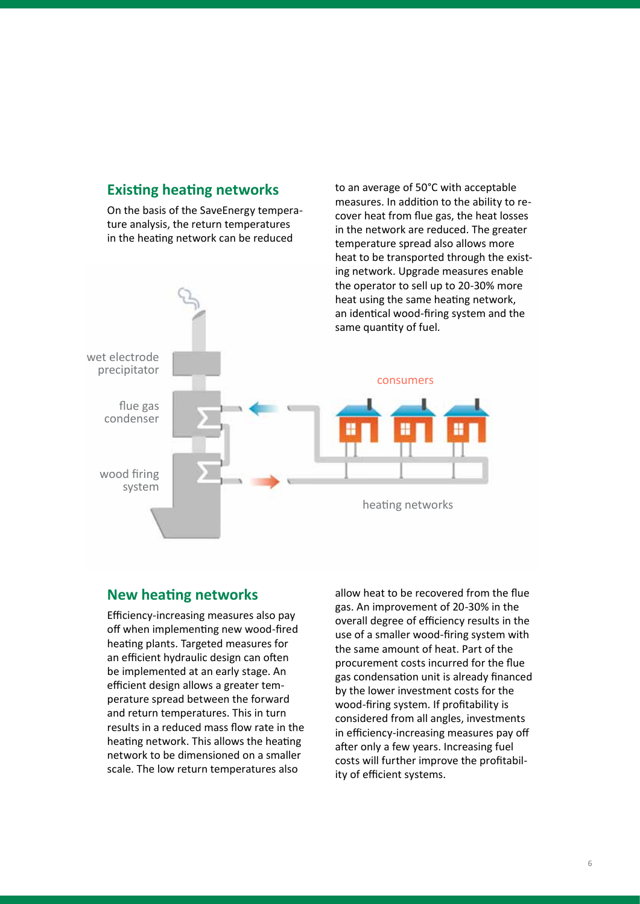## Existing heating networks

On the basis of the SaveEnergy temperature analysis, the return temperatures in the heating network can be reduced to an average of 50°C with acceptable measures. In addition to the ability to recover heat from flue gas, the heat losses in the network are reduced. The greater temperature spread also allows more heat to be transported through the existing network. Upgrade measures enable the operator to sell up to 20-30% more heat using the same heating network, an identical wood-firing system and the same quantity of fuel.

wet electrode precipitator

flue gas condenser

wood firing system

consumers

heating networks

## New heating networks

Efficiency-increasing measures also pay off when implementing new wood-fired heating plants. Targeted measures for an efficient hydraulic design can often be implemented at an early stage. An efficient design allows a greater temperature spread between the forward and return temperatures. This in turn results in a reduced mass flow rate in the heating network. This allows the heating network to be dimensioned on a smaller scale. The low return temperatures also allow heat to be recovered from the flue gas. An improvement of 20-30% in the overall degree of efficiency results in the use of a smaller wood-firing system with the same amount of heat. Part of the procurement costs incurred for the flue gas condensation unit is already financed by the lower investment costs for the wood-firing system. If profitability is considered from all angles, investments in efficiency-increasing measures pay off after only a few years. Increasing fuel costs will further improve the profitability of efficient systems.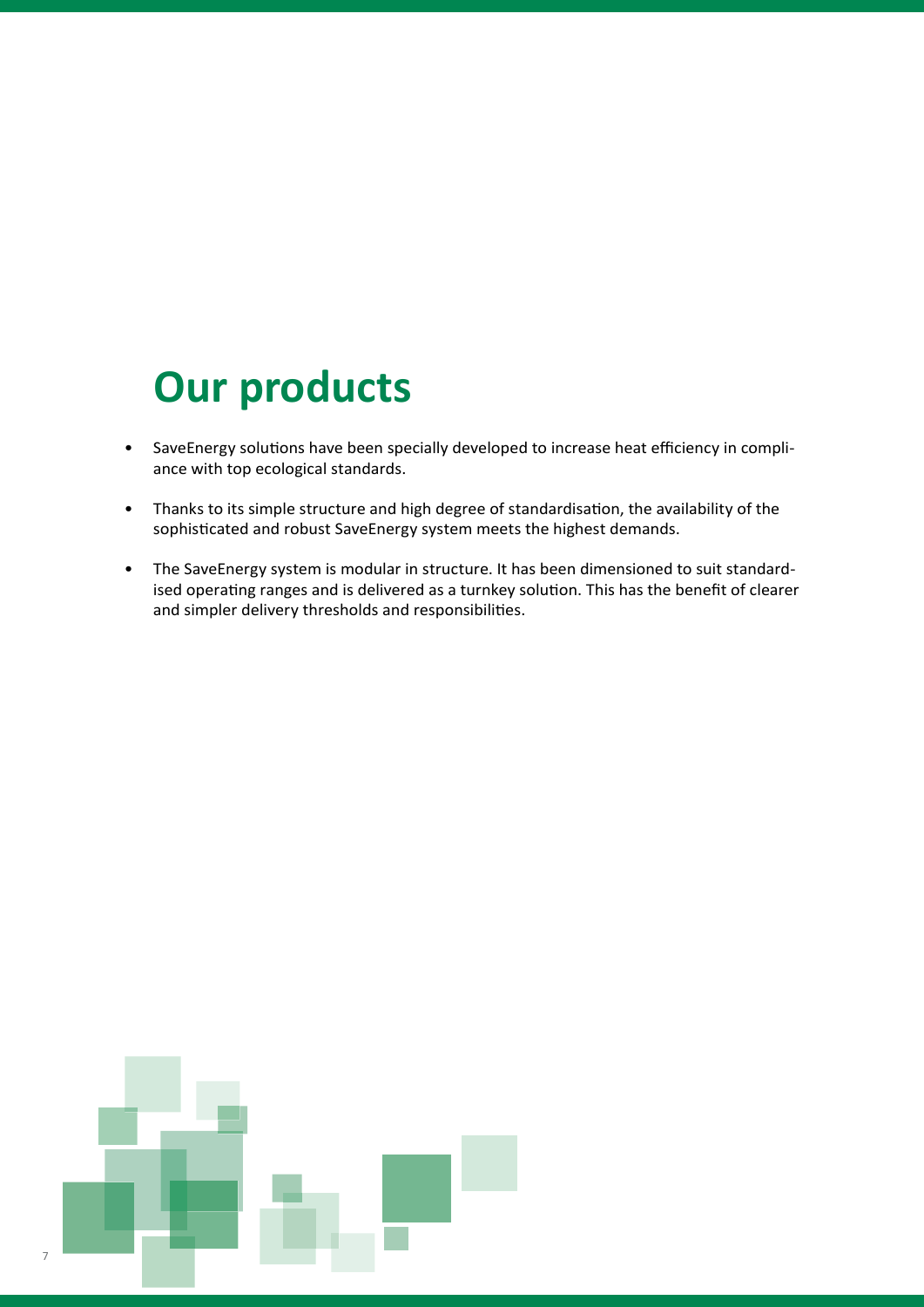# Our products

- SaveEnergy solutions have been specially developed to increase heat efficiency in compliance with top ecological standards.
- Thanks to its simple structure and high degree of standardisation, the availability of the sophisticated and robust SaveEnergy system meets the highest demands.
- The SaveEnergy system is modular in structure. It has been dimensioned to suit standardised operating ranges and is delivered as a turnkey solution. This has the benefit of clearer and simpler delivery thresholds and responsibilities.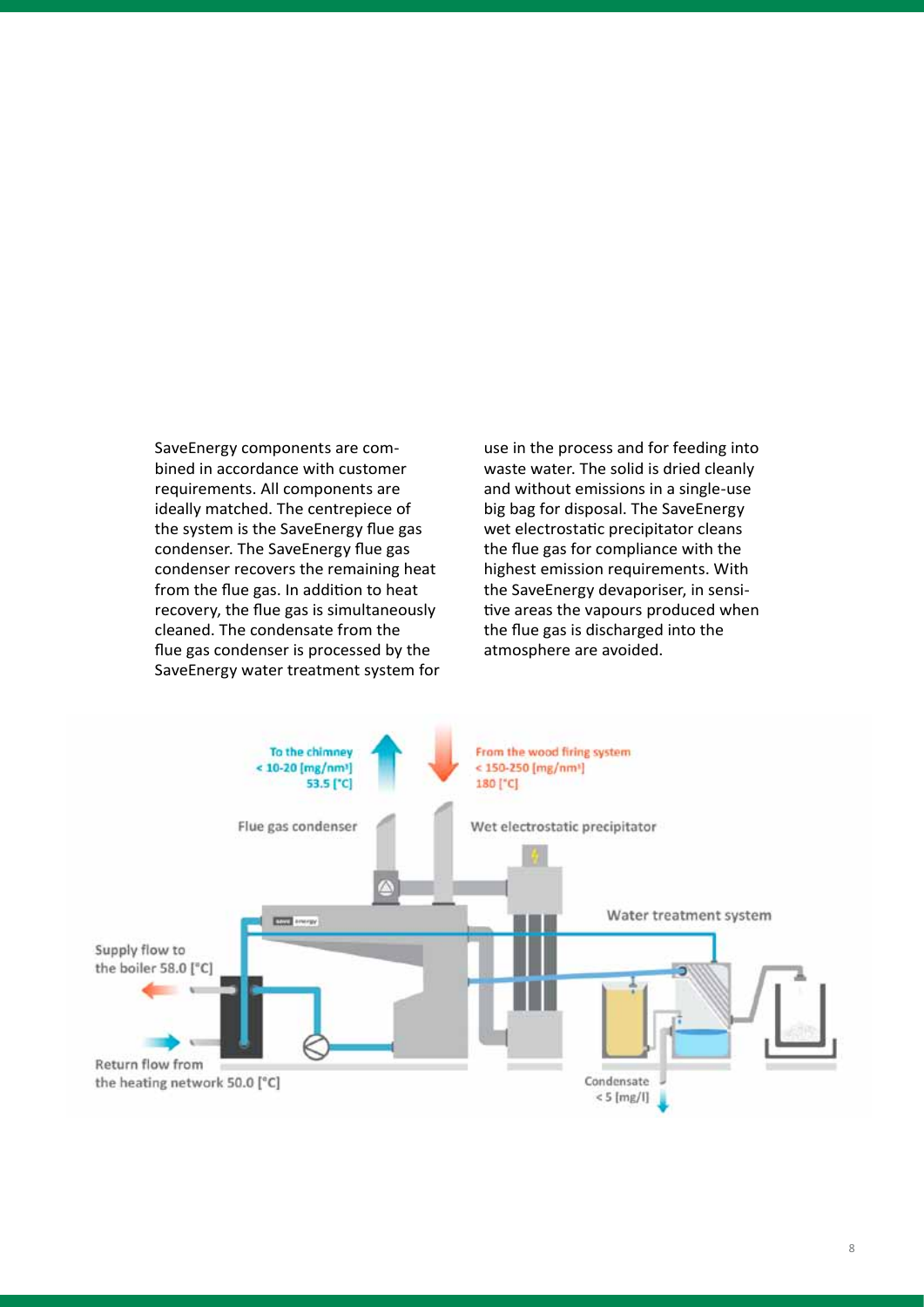SaveEnergy components are combined in accordance with customer requirements. All components are ideally matched. The centrepiece of the system is the SaveEnergy flue gas condenser. The SaveEnergy flue gas condenser recovers the remaining heat from the flue gas. In addition to heat recovery, the flue gas is simultaneously cleaned. The condensate from the flue gas condenser is processed by the SaveEnergy water treatment system for use in the process and for feeding into waste water. The solid is dried cleanly and without emissions in a single-use big bag for disposal. The SaveEnergy wet electrostatic precipitator cleans the flue gas for compliance with the highest emission requirements. With the SaveEnergy devaporiser, in sensitive areas the vapours produced when the flue gas is discharged into the atmosphere are avoided.

To the chimney
< 10-20 [mg/nm³]
53.5 [°C]

From the wood firing system
< 150-250 [mg/nm³]
180 [°C]

Flue gas condenser

Wet electrostatic precipitator

Water treatment system

Supply flow to the boiler 58.0 [°C]

Return flow from the heating network 50.0 [°C]

Condensate
< 5 [mg/l]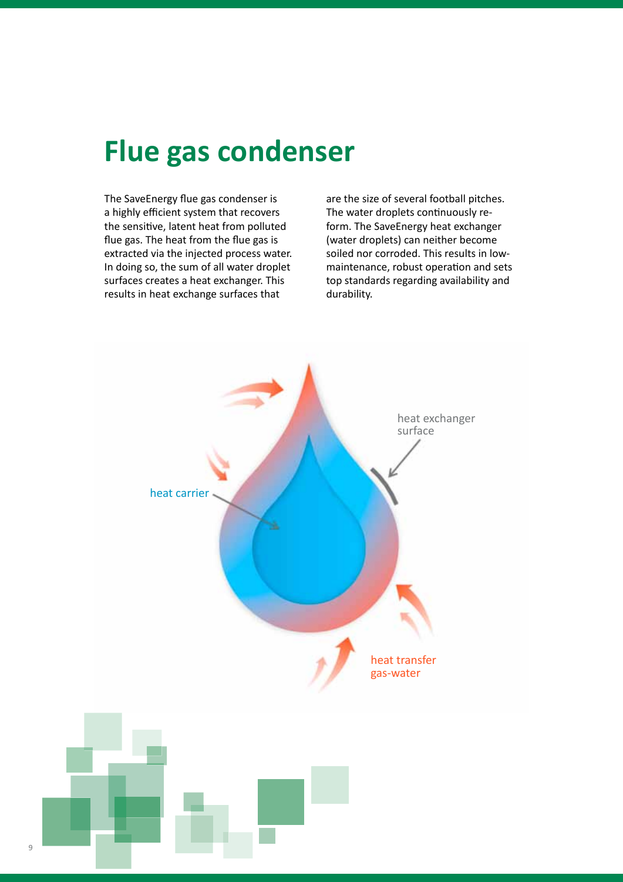# Flue gas condenser

The SaveEnergy flue gas condenser is a highly efficient system that recovers the sensitive, latent heat from polluted flue gas. The heat from the flue gas is extracted via the injected process water. In doing so, the sum of all water droplet surfaces creates a heat exchanger. This results in heat exchange surfaces that are the size of several football pitches. The water droplets continuously re-form. The SaveEnergy heat exchanger (water droplets) can neither become soiled nor corroded. This results in low-maintenance, robust operation and sets top standards regarding availability and durability.

heat exchanger surface

heat carrier

heat transfer gas-water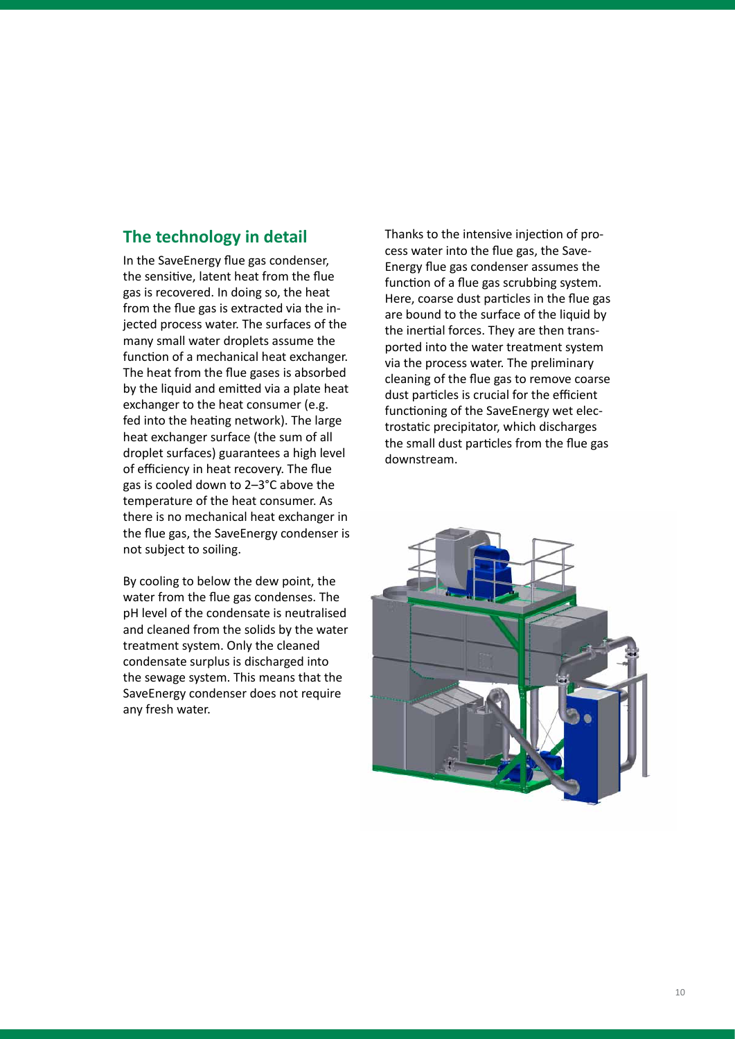## The technology in detail

In the SaveEnergy flue gas condenser, the sensitive, latent heat from the flue gas is recovered. In doing so, the heat from the flue gas is extracted via the injected process water. The surfaces of the many small water droplets assume the function of a mechanical heat exchanger. The heat from the flue gases is absorbed by the liquid and emitted via a plate heat exchanger to the heat consumer (e.g. fed into the heating network). The large heat exchanger surface (the sum of all droplet surfaces) guarantees a high level of efficiency in heat recovery. The flue gas is cooled down to 2–3°C above the temperature of the heat consumer. As there is no mechanical heat exchanger in the flue gas, the SaveEnergy condenser is not subject to soiling.

By cooling to below the dew point, the water from the flue gas condenses. The pH level of the condensate is neutralised and cleaned from the solids by the water treatment system. Only the cleaned condensate surplus is discharged into the sewage system. This means that the SaveEnergy condenser does not require any fresh water.

Thanks to the intensive injection of process water into the flue gas, the SaveEnergy flue gas condenser assumes the function of a flue gas scrubbing system. Here, coarse dust particles in the flue gas are bound to the surface of the liquid by the inertial forces. They are then transported into the water treatment system via the process water. The preliminary cleaning of the flue gas to remove coarse dust particles is crucial for the efficient functioning of the SaveEnergy wet electrostatic precipitator, which discharges the small dust particles from the flue gas downstream.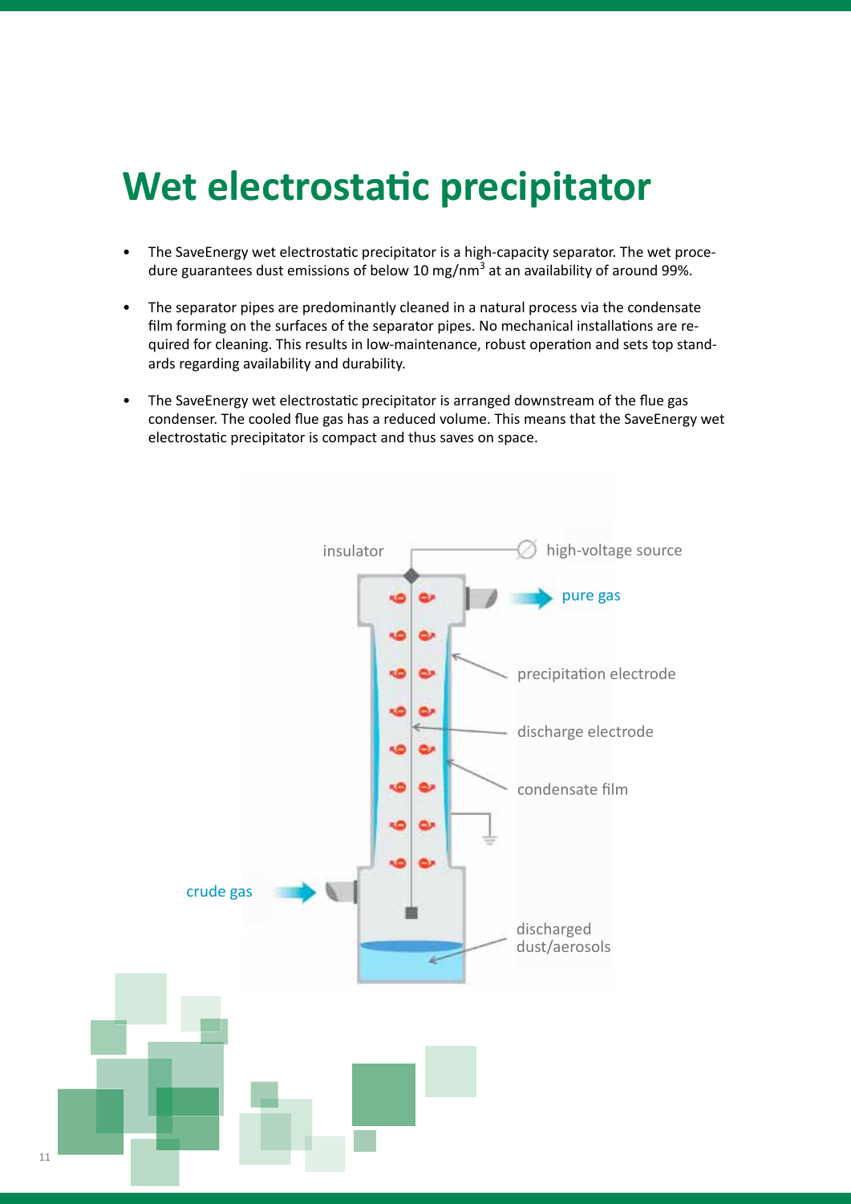# Wet electrostatic precipitator

- The SaveEnergy wet electrostatic precipitator is a high-capacity separator. The wet procedure guarantees dust emissions of below 10 mg/nm$^3$ at an availability of around 99%.
- The separator pipes are predominantly cleaned in a natural process via the condensate film forming on the surfaces of the separator pipes. No mechanical installations are required for cleaning. This results in low-maintenance, robust operation and sets top standards regarding availability and durability.
- The SaveEnergy wet electrostatic precipitator is arranged downstream of the flue gas condenser. The cooled flue gas has a reduced volume. This means that the SaveEnergy wet electrostatic precipitator is compact and thus saves on space.

insulator

high-voltage source

pure gas

precipitation electrode

discharge electrode

condensate film

crude gas

discharged dust/aerosols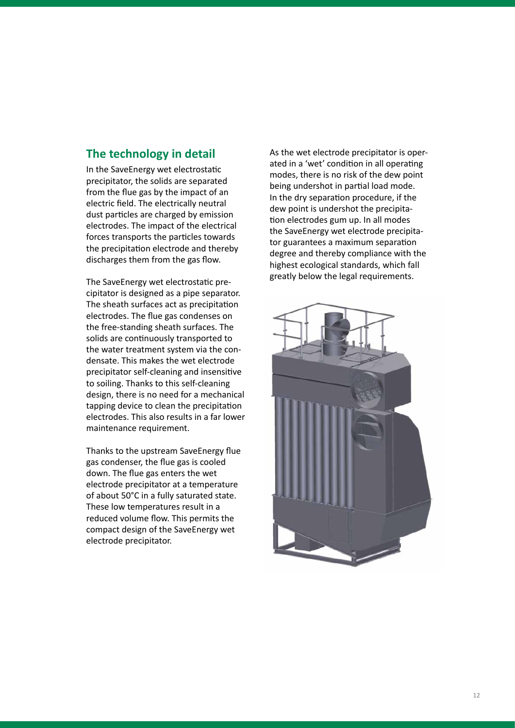## The technology in detail

In the SaveEnergy wet electrostatic precipitator, the solids are separated from the flue gas by the impact of an electric field. The electrically neutral dust particles are charged by emission electrodes. The impact of the electrical forces transports the particles towards the precipitation electrode and thereby discharges them from the gas flow.

The SaveEnergy wet electrostatic precipitator is designed as a pipe separator. The sheath surfaces act as precipitation electrodes. The flue gas condenses on the free-standing sheath surfaces. The solids are continuously transported to the water treatment system via the condensate. This makes the wet electrode precipitator self-cleaning and insensitive to soiling. Thanks to this self-cleaning design, there is no need for a mechanical tapping device to clean the precipitation electrodes. This also results in a far lower maintenance requirement.

Thanks to the upstream SaveEnergy flue gas condenser, the flue gas is cooled down. The flue gas enters the wet electrode precipitator at a temperature of about 50°C in a fully saturated state. These low temperatures result in a reduced volume flow. This permits the compact design of the SaveEnergy wet electrode precipitator.

As the wet electrode precipitator is operated in a 'wet' condition in all operating modes, there is no risk of the dew point being undershot in partial load mode. In the dry separation procedure, if the dew point is undershot the precipitation electrodes gum up. In all modes the SaveEnergy wet electrode precipitator guarantees a maximum separation degree and thereby compliance with the highest ecological standards, which fall greatly below the legal requirements.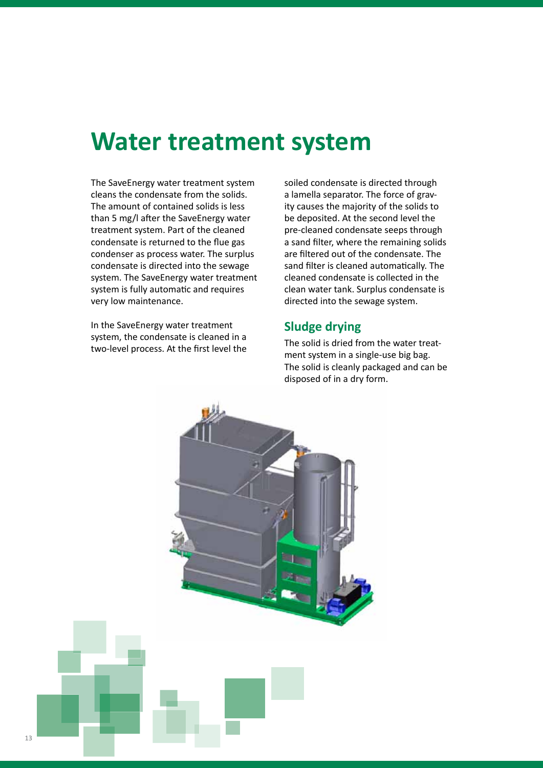# Water treatment system

The SaveEnergy water treatment system cleans the condensate from the solids. The amount of contained solids is less than 5 mg/l after the SaveEnergy water treatment system. Part of the cleaned condensate is returned to the flue gas condenser as process water. The surplus condensate is directed into the sewage system. The SaveEnergy water treatment system is fully automatic and requires very low maintenance.

In the SaveEnergy water treatment system, the condensate is cleaned in a two-level process. At the first level the soiled condensate is directed through a lamella separator. The force of gravity causes the majority of the solids to be deposited. At the second level the pre-cleaned condensate seeps through a sand filter, where the remaining solids are filtered out of the condensate. The sand filter is cleaned automatically. The cleaned condensate is collected in the clean water tank. Surplus condensate is directed into the sewage system.

## Sludge drying

The solid is dried from the water treatment system in a single-use big bag. The solid is cleanly packaged and can be disposed of in a dry form.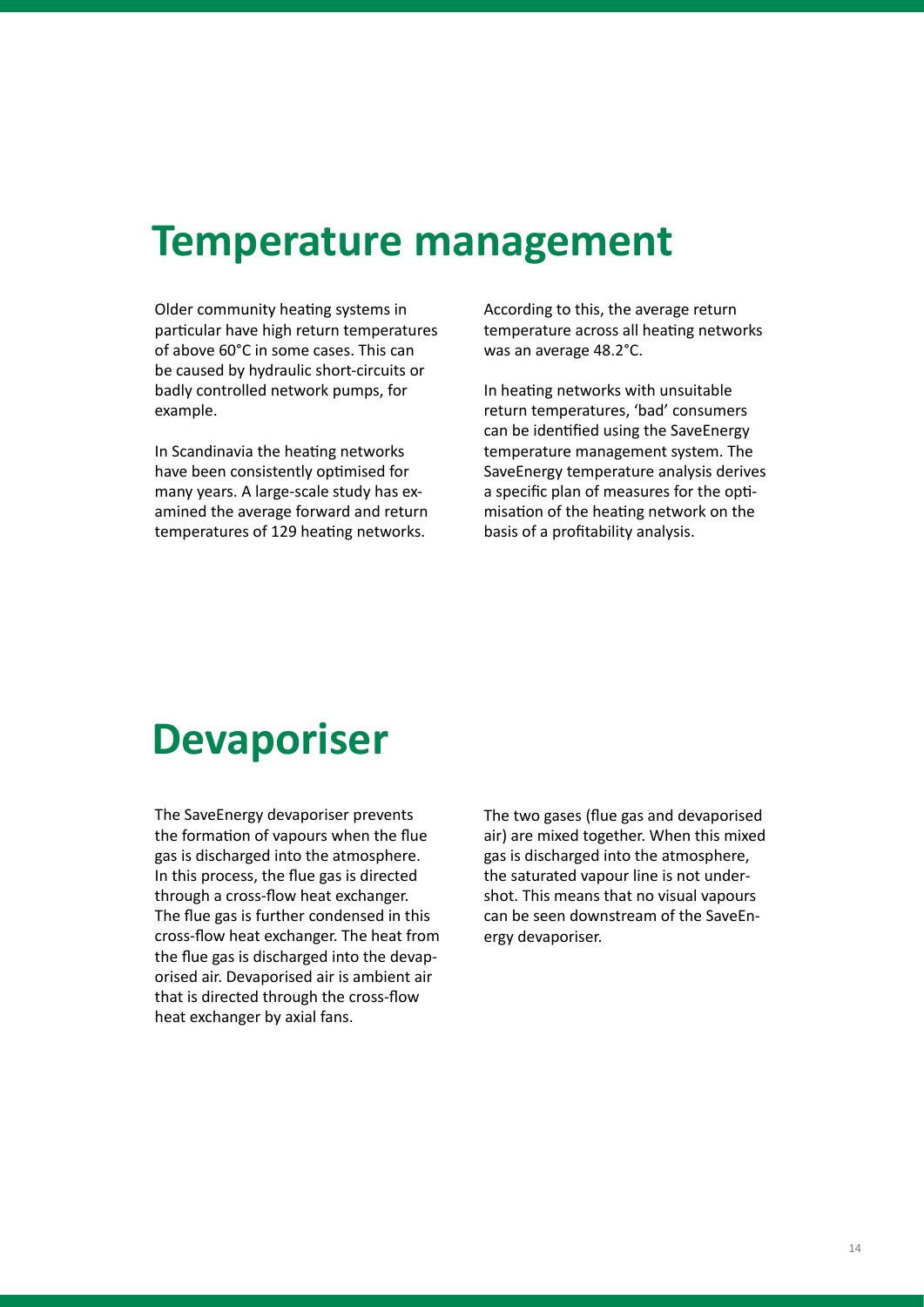# Temperature management

Older community heating systems in particular have high return temperatures of above 60°C in some cases. This can be caused by hydraulic short-circuits or badly controlled network pumps, for example.

In Scandinavia the heating networks have been consistently optimised for many years. A large-scale study has examined the average forward and return temperatures of 129 heating networks.

According to this, the average return temperature across all heating networks was an average 48.2°C.

In heating networks with unsuitable return temperatures, 'bad' consumers can be identified using the SaveEnergy temperature management system. The SaveEnergy temperature analysis derives a specific plan of measures for the optimisation of the heating network on the basis of a profitability analysis.

# Devaporiser

The SaveEnergy devaporiser prevents the formation of vapours when the flue gas is discharged into the atmosphere. In this process, the flue gas is directed through a cross-flow heat exchanger. The flue gas is further condensed in this cross-flow heat exchanger. The heat from the flue gas is discharged into the devaporised air. Devaporised air is ambient air that is directed through the cross-flow heat exchanger by axial fans.

The two gases (flue gas and devaporised air) are mixed together. When this mixed gas is discharged into the atmosphere, the saturated vapour line is not undershot. This means that no visual vapours can be seen downstream of the SaveEnergy devaporiser.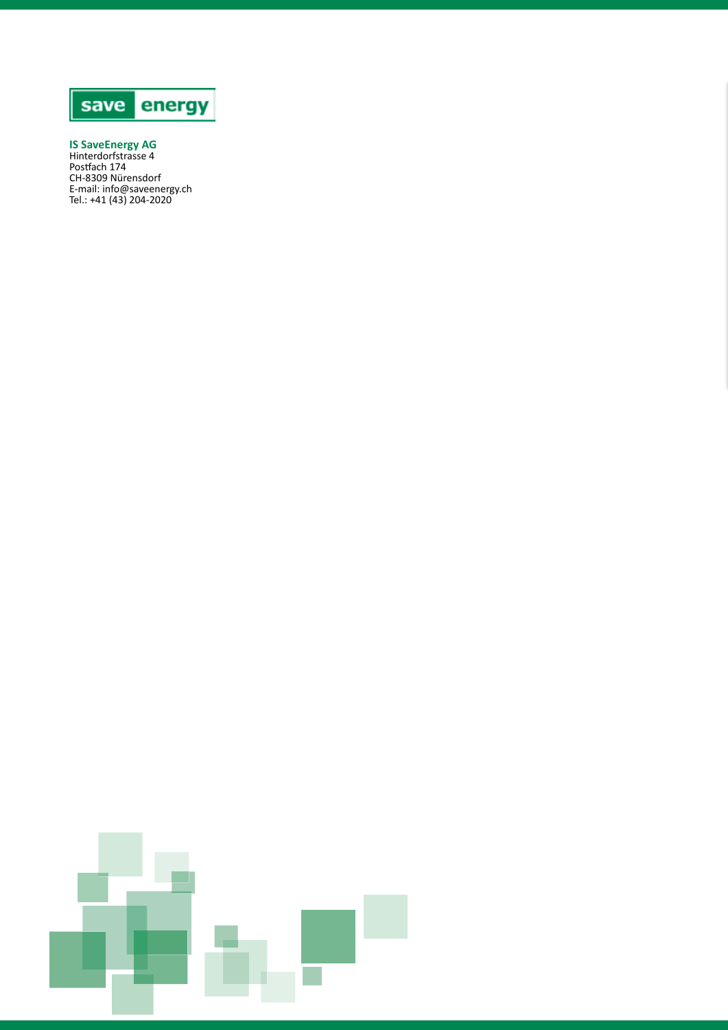save energy

**IS SaveEnergy AG**
Hinterdorfstrasse 4
Postfach 174
CH-8309 Nürensdorf
E-mail: info@saveenergy.ch
Tel.: +41 (43) 204-2020